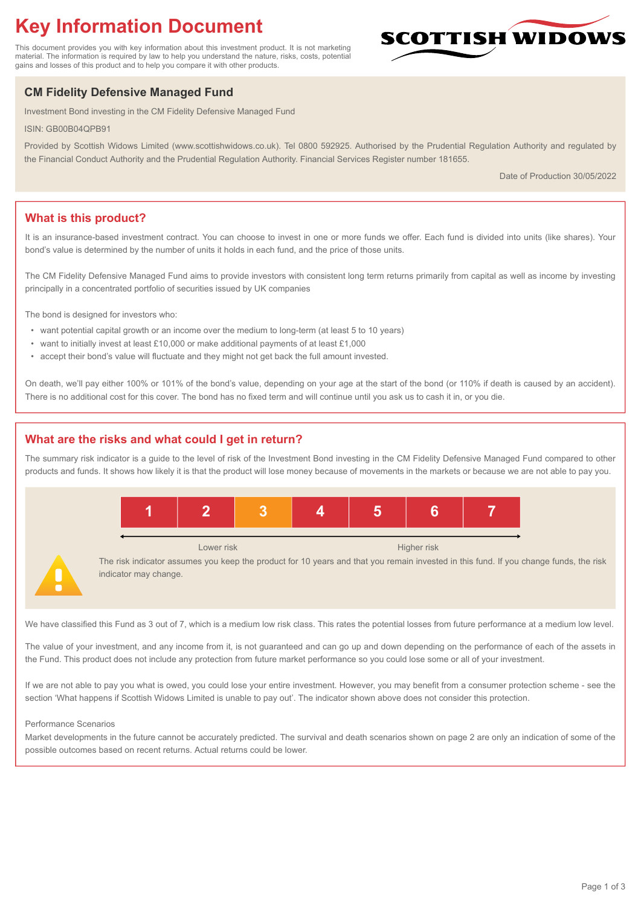# Key Information Document

This document provides you with key information about this investment product. It is not marketing material. The information is required by law to help you understand the nature, risks, costs, potential gains and losses of this product and to help you compare it with other products.

SCOTTISH WIDOWS

## CM Fidelity Defensive Managed Fund

Investment Bond investing in the CM Fidelity Defensive Managed Fund

ISIN: GB00B04QPB91

Provided by Scottish Widows Limited (www.scottishwidows.co.uk). Tel 0800 592925. Authorised by the Prudential Regulation Authority and regulated by the Financial Conduct Authority and the Prudential Regulation Authority. Financial Services Register number 181655.

Date of Production 30/05/2022

## What is this product?

It is an insurance-based investment contract. You can choose to invest in one or more funds we offer. Each fund is divided into units (like shares). Your bond's value is determined by the number of units it holds in each fund, and the price of those units.

The CM Fidelity Defensive Managed Fund aims to provide investors with consistent long term returns primarily from capital as well as income by investing principally in a concentrated portfolio of securities issued by UK companies

The bond is designed for investors who:

- want potential capital growth or an income over the medium to long-term (at least 5 to 10 years)
- want to initially invest at least £10,000 or make additional payments of at least £1,000
- accept their bond's value will fluctuate and they might not get back the full amount invested.

On death, we'll pay either 100% or 101% of the bond's value, depending on your age at the start of the bond (or 110% if death is caused by an accident). There is no additional cost for this cover. The bond has no fixed term and will continue until you ask us to cash it in, or you die.

## What are the risks and what could I get in return?

The summary risk indicator is a guide to the level of risk of the Investment Bond investing in the CM Fidelity Defensive Managed Fund compared to other products and funds. It shows how likely it is that the product will lose money because of movements in the markets or because we are not able to pay you.

| 1 | 2 | **3** | 4 | 5 | 6 | 7 |
|---|---|---|---|---|---|---|

Lower risk ← → Higher risk

The risk indicator assumes you keep the product for 10 years and that you remain invested in this fund. If you change funds, the risk indicator may change.

We have classified this Fund as 3 out of 7, which is a medium low risk class. This rates the potential losses from future performance at a medium low level.

The value of your investment, and any income from it, is not guaranteed and can go up and down depending on the performance of each of the assets in the Fund. This product does not include any protection from future market performance so you could lose some or all of your investment.

If we are not able to pay you what is owed, you could lose your entire investment. However, you may benefit from a consumer protection scheme - see the section 'What happens if Scottish Widows Limited is unable to pay out'. The indicator shown above does not consider this protection.

Performance Scenarios

Market developments in the future cannot be accurately predicted. The survival and death scenarios shown on page 2 are only an indication of some of the possible outcomes based on recent returns. Actual returns could be lower.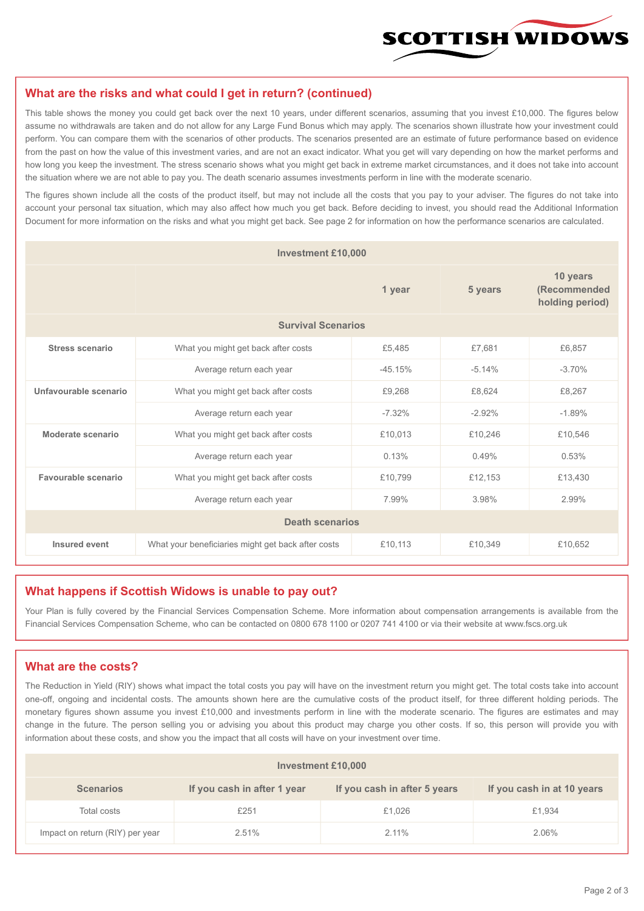## What are the risks and what could I get in return? (continued)

This table shows the money you could get back over the next 10 years, under different scenarios, assuming that you invest £10,000. The figures below assume no withdrawals are taken and do not allow for any Large Fund Bonus which may apply. The scenarios shown illustrate how your investment could perform. You can compare them with the scenarios of other products. The scenarios presented are an estimate of future performance based on evidence from the past on how the value of this investment varies, and are not an exact indicator. What you get will vary depending on how the market performs and how long you keep the investment. The stress scenario shows what you might get back in extreme market circumstances, and it does not take into account the situation where we are not able to pay you. The death scenario assumes investments perform in line with the moderate scenario.

The figures shown include all the costs of the product itself, but may not include all the costs that you pay to your adviser. The figures do not take into account your personal tax situation, which may also affect how much you get back. Before deciding to invest, you should read the Additional Information Document for more information on the risks and what you might get back. See page 2 for information on how the performance scenarios are calculated.

| Investment £10,000 | | | | |
|---|---|---|---|---|
| | | 1 year | 5 years | 10 years (Recommended holding period) |
| **Survival Scenarios** | | | | |
| **Stress scenario** | What you might get back after costs | £5,485 | £7,681 | £6,857 |
| | Average return each year | -45.15% | -5.14% | -3.70% |
| **Unfavourable scenario** | What you might get back after costs | £9,268 | £8,624 | £8,267 |
| | Average return each year | -7.32% | -2.92% | -1.89% |
| **Moderate scenario** | What you might get back after costs | £10,013 | £10,246 | £10,546 |
| | Average return each year | 0.13% | 0.49% | 0.53% |
| **Favourable scenario** | What you might get back after costs | £10,799 | £12,153 | £13,430 |
| | Average return each year | 7.99% | 3.98% | 2.99% |
| **Death scenarios** | | | | |
| **Insured event** | What your beneficiaries might get back after costs | £10,113 | £10,349 | £10,652 |

## What happens if Scottish Widows is unable to pay out?

Your Plan is fully covered by the Financial Services Compensation Scheme. More information about compensation arrangements is available from the Financial Services Compensation Scheme, who can be contacted on 0800 678 1100 or 0207 741 4100 or via their website at www.fscs.org.uk

## What are the costs?

The Reduction in Yield (RIY) shows what impact the total costs you pay will have on the investment return you might get. The total costs take into account one-off, ongoing and incidental costs. The amounts shown here are the cumulative costs of the product itself, for three different holding periods. The monetary figures shown assume you invest £10,000 and investments perform in line with the moderate scenario. The figures are estimates and may change in the future. The person selling you or advising you about this product may charge you other costs. If so, this person will provide you with information about these costs, and show you the impact that all costs will have on your investment over time.

| Investment £10,000 | | | |
|---|---|---|---|
| **Scenarios** | **If you cash in after 1 year** | **If you cash in after 5 years** | **If you cash in at 10 years** |
| Total costs | £251 | £1,026 | £1,934 |
| Impact on return (RIY) per year | 2.51% | 2.11% | 2.06% |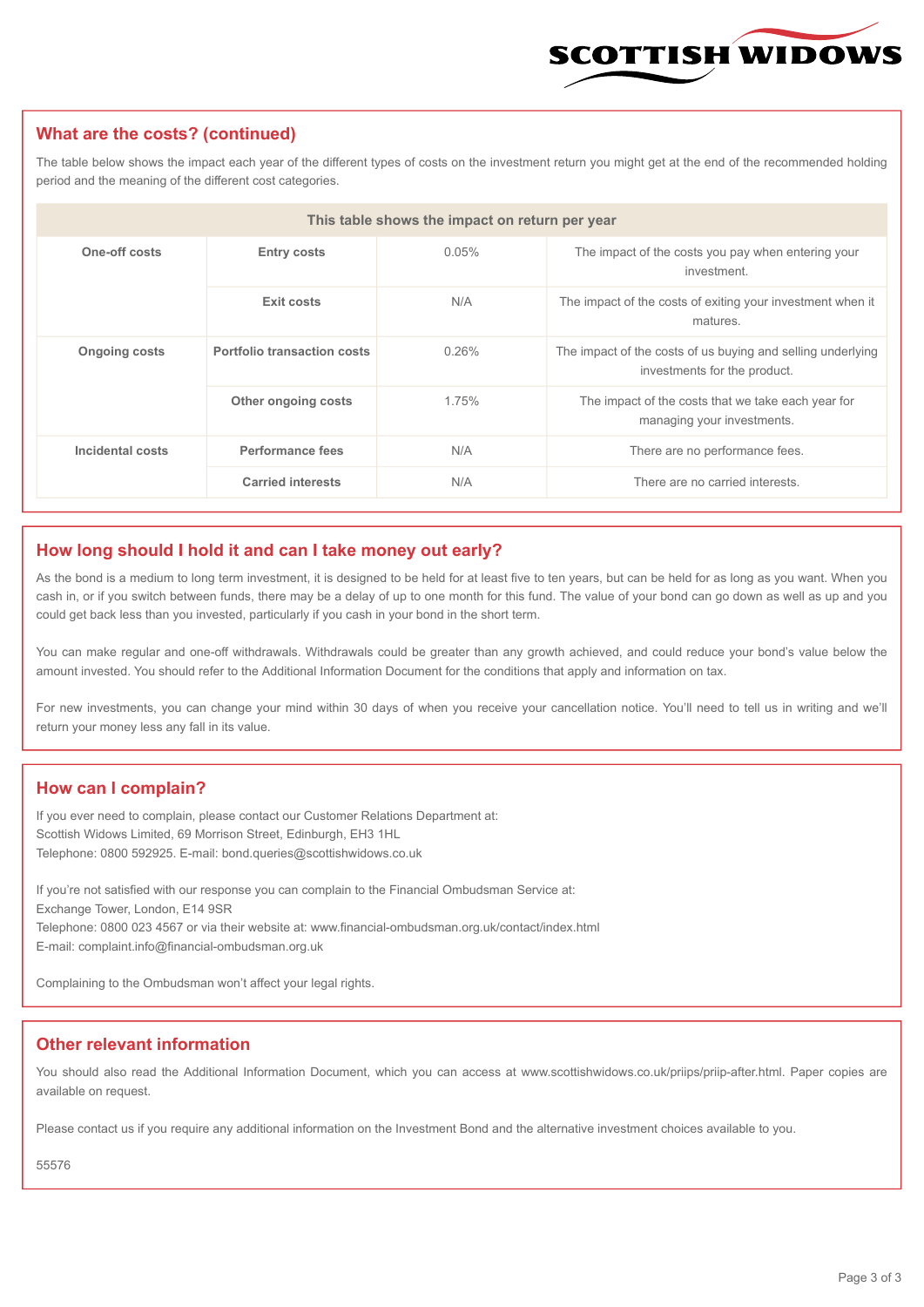SCOTTISH WIDOWS

## What are the costs? (continued)

The table below shows the impact each year of the different types of costs on the investment return you might get at the end of the recommended holding period and the meaning of the different cost categories.

| This table shows the impact on return per year | | | |
|---|---|---|---|
| **One-off costs** | **Entry costs** | 0.05% | The impact of the costs you pay when entering your investment. |
| | **Exit costs** | N/A | The impact of the costs of exiting your investment when it matures. |
| **Ongoing costs** | **Portfolio transaction costs** | 0.26% | The impact of the costs of us buying and selling underlying investments for the product. |
| | **Other ongoing costs** | 1.75% | The impact of the costs that we take each year for managing your investments. |
| **Incidental costs** | **Performance fees** | N/A | There are no performance fees. |
| | **Carried interests** | N/A | There are no carried interests. |

## How long should I hold it and can I take money out early?

As the bond is a medium to long term investment, it is designed to be held for at least five to ten years, but can be held for as long as you want. When you cash in, or if you switch between funds, there may be a delay of up to one month for this fund. The value of your bond can go down as well as up and you could get back less than you invested, particularly if you cash in your bond in the short term.

You can make regular and one-off withdrawals. Withdrawals could be greater than any growth achieved, and could reduce your bond's value below the amount invested. You should refer to the Additional Information Document for the conditions that apply and information on tax.

For new investments, you can change your mind within 30 days of when you receive your cancellation notice. You'll need to tell us in writing and we'll return your money less any fall in its value.

## How can I complain?

If you ever need to complain, please contact our Customer Relations Department at:
Scottish Widows Limited, 69 Morrison Street, Edinburgh, EH3 1HL
Telephone: 0800 592925. E-mail: bond.queries@scottishwidows.co.uk

If you're not satisfied with our response you can complain to the Financial Ombudsman Service at:
Exchange Tower, London, E14 9SR
Telephone: 0800 023 4567 or via their website at: www.financial-ombudsman.org.uk/contact/index.html
E-mail: complaint.info@financial-ombudsman.org.uk

Complaining to the Ombudsman won't affect your legal rights.

## Other relevant information

You should also read the Additional Information Document, which you can access at www.scottishwidows.co.uk/priips/priip-after.html. Paper copies are available on request.

Please contact us if you require any additional information on the Investment Bond and the alternative investment choices available to you.

55576